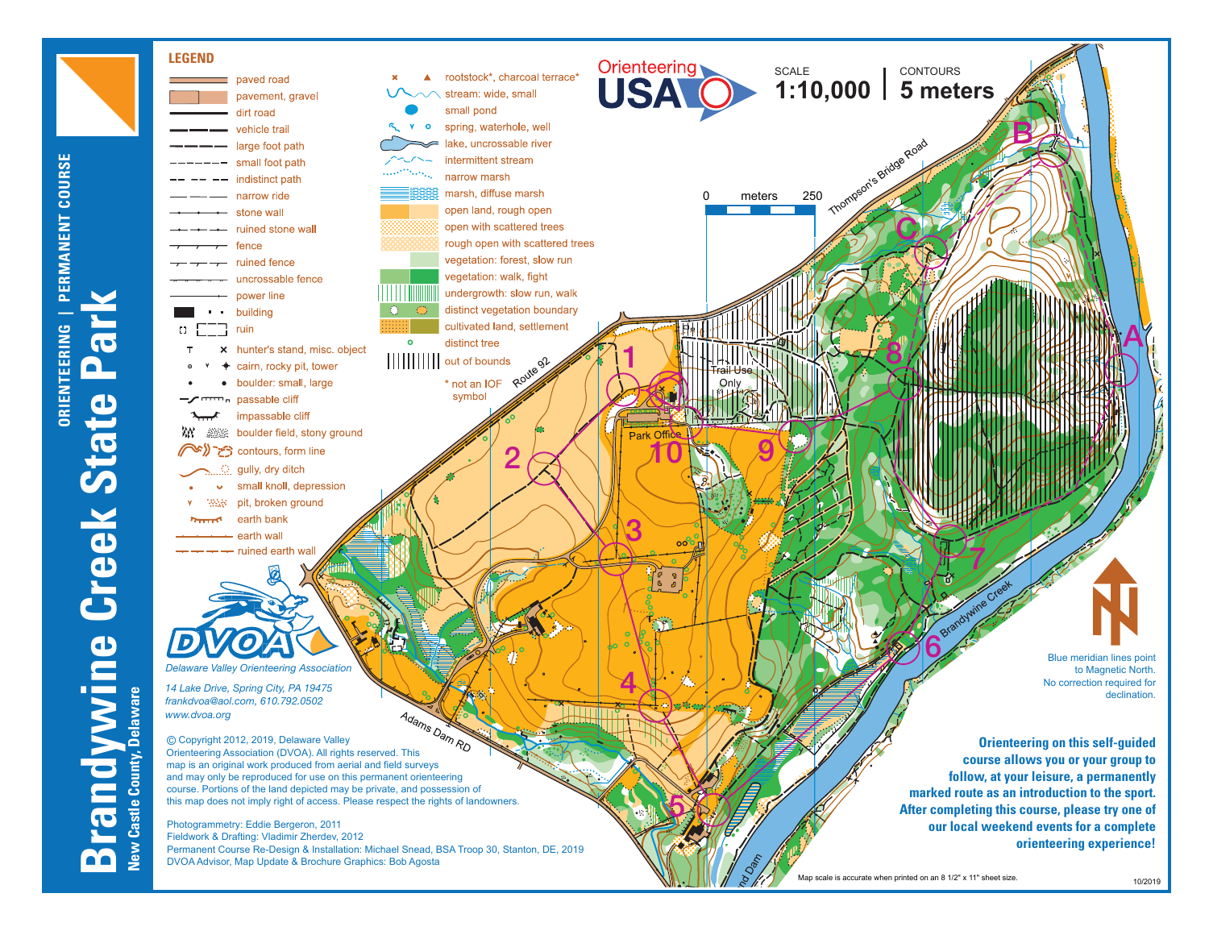# Brandywine Creek State Park

**New Castle County, Delaware**

**ORIENTEERING | PERMANENT COURSE**

## LEGEND

- paved road
- pavement, gravel
- dirt road
- vehicle trail
- large foot path
- small foot path
- indistinct path
- narrow ride
- stone wall
- ruined stone wall
- fence
- ruined fence
- uncrossable fence
- power line
- building
- ruin
- hunter's stand, misc. object
- cairn, rocky pit, tower
- boulder: small, large
- passable cliff
- impassable cliff
- boulder field, stony ground
- contours, form line
- gully, dry ditch
- small knoll, depression
- pit, broken ground
- earth bank
- earth wall
- ruined earth wall
- rootstock*, charcoal terrace*
- stream: wide, small
- small pond
- spring, waterhole, well
- lake, uncrossable river
- intermittent stream
- narrow marsh
- marsh, diffuse marsh
- open land, rough open
- open with scattered trees
- rough open with scattered trees
- vegetation: forest, slow run
- vegetation: walk, fight
- undergrowth: slow run, walk
- distinct vegetation boundary
- cultivated land, settlement
- distinct tree
- out of bounds

\* not an IOF symbol

**Orienteering USA**

SCALE **1:10,000** | CONTOURS **5 meters**

0 meters 250

Thompson's Bridge Road · Route 92 · Trail Use Only · Park Office · Adams Dam RD · Brandywine Creek · nd Dam

B · C · A · 1 · 2 · 3 · 4 · 5 · 6 · 7 · 8 · 9 · 10

Blue meridian lines point to Magnetic North. No correction required for declination.

**DVOA**

*Delaware Valley Orienteering Association*

*14 Lake Drive, Spring City, PA 19475*
*frankdvoa@aol.com, 610.792.0502*
*www.dvoa.org*

© Copyright 2012, 2019, Delaware Valley Orienteering Association (DVOA). All rights reserved. This map is an original work produced from aerial and field surveys and may only be reproduced for use on this permanent orienteering course. Portions of the land depicted may be private, and possession of this map does not imply right of access. Please respect the rights of landowners.

Photogrammetry: Eddie Bergeron, 2011
Fieldwork & Drafting: Vladimir Zherdev, 2012
Permanent Course Re-Design & Installation: Michael Snead, BSA Troop 30, Stanton, DE, 2019
DVOA Advisor, Map Update & Brochure Graphics: Bob Agosta

**Orienteering on this self-guided course allows you or your group to follow, at your leisure, a permanently marked route as an introduction to the sport. After completing this course, please try one of our local weekend events for a complete orienteering experience!**

Map scale is accurate when printed on an 8 1/2" x 11" sheet size.

10/2019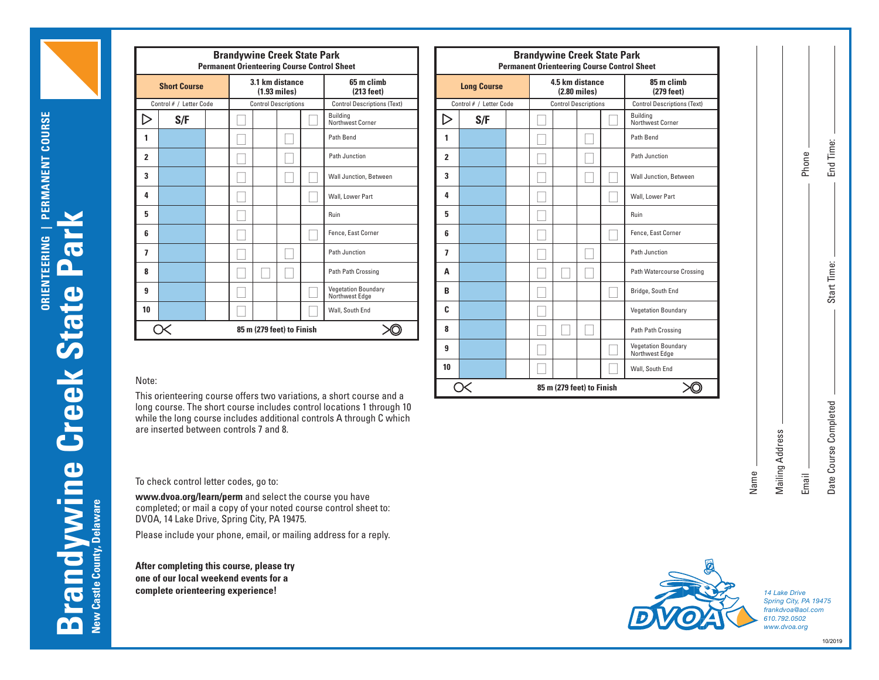# Brandywine Creek State Park

ORIENTEERING | PERMANENT COURSE

New Castle County, Delaware

## Brandywine Creek State Park
**Permanent Orienteering Course Control Sheet**

| Short Course | 3.1 km distance (1.93 miles) | 65 m climb (213 feet) |
|---|---|---|
| Control # / Letter Code | Control Descriptions | Control Descriptions (Text) |
| ▷ S/F | | Building Northwest Corner |
| 1 | | Path Bend |
| 2 | | Path Junction |
| 3 | | Wall Junction, Between |
| 4 | | Wall, Lower Part |
| 5 | | Ruin |
| 6 | | Fence, East Corner |
| 7 | | Path Junction |
| 8 | | Path Path Crossing |
| 9 | | Vegetation Boundary Northwest Edge |
| 10 | | Wall, South End |
| | 85 m (279 feet) to Finish | |

## Brandywine Creek State Park
**Permanent Orienteering Course Control Sheet**

| Long Course | 4.5 km distance (2.80 miles) | 85 m climb (279 feet) |
|---|---|---|
| Control # / Letter Code | Control Descriptions | Control Descriptions (Text) |
| ▷ S/F | | Building Northwest Corner |
| 1 | | Path Bend |
| 2 | | Path Junction |
| 3 | | Wall Junction, Between |
| 4 | | Wall, Lower Part |
| 5 | | Ruin |
| 6 | | Fence, East Corner |
| 7 | | Path Junction |
| A | | Path Watercourse Crossing |
| B | | Bridge, South End |
| C | | Vegetation Boundary |
| 8 | | Path Path Crossing |
| 9 | | Vegetation Boundary Northwest Edge |
| 10 | | Wall, South End |
| | 85 m (279 feet) to Finish | |

Note:

This orienteering course offers two variations, a short course and a long course. The short course includes control locations 1 through 10 while the long course includes additional controls A through C which are inserted between controls 7 and 8.

To check control letter codes, go to:

**www.dvoa.org/learn/perm** and select the course you have completed; or mail a copy of your noted course control sheet to: DVOA, 14 Lake Drive, Spring City, PA 19475.

Please include your phone, email, or mailing address for a reply.

**After completing this course, please try one of our local weekend events for a complete orienteering experience!**

Name ______

Mailing Address ______

Email ______ Phone ______

Date Course Completed ______ Start Time: ______ End Time: ______

DVOA

*14 Lake Drive*
*Spring City, PA 19475*
*frankdvoa@aol.com*
*610.792.0502*
*www.dvoa.org*

10/2019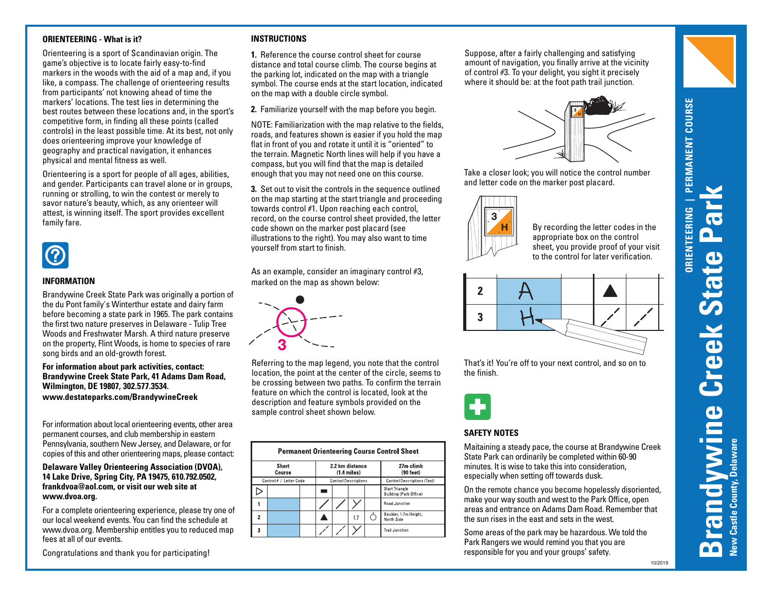## ORIENTEERING - What is it?

Orienteering is a sport of Scandinavian origin. The game's objective is to locate fairly easy-to-find markers in the woods with the aid of a map and, if you like, a compass. The challenge of orienteering results from participants' not knowing ahead of time the markers' locations. The test lies in determining the best routes between these locations and, in the sport's competitive form, in finding all these points (called controls) in the least possible time. At its best, not only does orienteering improve your knowledge of geography and practical navigation, it enhances physical and mental fitness as well.

Orienteering is a sport for people of all ages, abilities, and gender. Participants can travel alone or in groups, running or strolling, to win the contest or merely to savor nature's beauty, which, as any orienteer will attest, is winning itself. The sport provides excellent family fare.

## INFORMATION

Brandywine Creek State Park was originally a portion of the du Pont family's Winterthur estate and dairy farm before becoming a state park in 1965. The park contains the first two nature preserves in Delaware - Tulip Tree Woods and Freshwater Marsh. A third nature preserve on the property, Flint Woods, is home to species of rare song birds and an old-growth forest.

**For information about park activities, contact: Brandywine Creek State Park, 41 Adams Dam Road, Wilmington, DE 19807, 302.577.3534. www.destateparks.com/BrandywineCreek**

For information about local orienteering events, other area permanent courses, and club membership in eastern Pennsylvania, southern New Jersey, and Delaware, or for copies of this and other orienteering maps, please contact:

**Delaware Valley Orienteering Association (DVOA), 14 Lake Drive, Spring City, PA 19475, 610.792.0502, frankdvoa@aol.com, or visit our web site at www.dvoa.org.**

For a complete orienteering experience, please try one of our local weekend events. You can find the schedule at www.dvoa.org. Membership entitles you to reduced map fees at all of our events.

Congratulations and thank you for participating!

## INSTRUCTIONS

**1.** Reference the course control sheet for course distance and total course climb. The course begins at the parking lot, indicated on the map with a triangle symbol. The course ends at the start location, indicated on the map with a double circle symbol.

**2.** Familiarize yourself with the map before you begin.

NOTE: Familiarization with the map relative to the fields, roads, and features shown is easier if you hold the map flat in front of you and rotate it until it is "oriented" to the terrain. Magnetic North lines will help if you have a compass, but you will find that the map is detailed enough that you may not need one on this course.

**3.** Set out to visit the controls in the sequence outlined on the map starting at the start triangle and proceeding towards control #1. Upon reaching each control, record, on the course control sheet provided, the letter code shown on the marker post placard (see illustrations to the right). You may also want to time yourself from start to finish.

As an example, consider an imaginary control #3, marked on the map as shown below:

3

Referring to the map legend, you note that the control location, the point at the center of the circle, seems to be crossing between two paths. To confirm the terrain feature on which the control is located, look at the description and feature symbols provided on the sample control sheet shown below.

| Permanent Orienteering Course Control Sheet | | | | | | | |
|---|---|---|---|---|---|---|---|
| Short Course | | 2.2 km distance (1.4 miles) | | | | | 27m climb (90 feet) |
| Control # / Letter Code | | Control Descriptions | | | | | Control Descriptions (Text) |
| ▷ | | | ▬ | | | | Start Triangle Building (Park Office) |
| 1 | | | ╱ | ╱ | Y | | Road Junction |
| 2 | | | ▲ | | 1.7 | ⌓ | Boulder, 1.7m Height, North Side |
| 3 | | | ⁄ | ⁄ | Y | | Trail Junction |

Suppose, after a fairly challenging and satisfying amount of navigation, you finally arrive at the vicinity of control #3. To your delight, you sight it precisely where it should be: at the foot path trail junction.

Take a closer look; you will notice the control number and letter code on the marker post placard.

By recording the letter codes in the appropriate box on the control sheet, you provide proof of your visit to the control for later verification.

| | | | | |
|---|---|---|---|---|
| 2 | A | | ▲ | |
| 3 | H | | ⁄ | ⁄ |

That's it! You're off to your next control, and so on to the finish.

## SAFETY NOTES

Maitaining a steady pace, the course at Brandywine Creek State Park can ordinarily be completed within 60-90 minutes. It is wise to take this into consideration, especially when setting off towards dusk.

On the remote chance you become hopelessly disoriented, make your way south and west to the Park Office, open areas and entrance on Adams Dam Road. Remember that the sun rises in the east and sets in the west.

Some areas of the park may be hazardous. We told the Park Rangers we would remind you that you are responsible for you and your groups' safety.

10/2019

# ORIENTEERING | PERMANENT COURSE

# Brandywine Creek State Park

**New Castle County, Delaware**